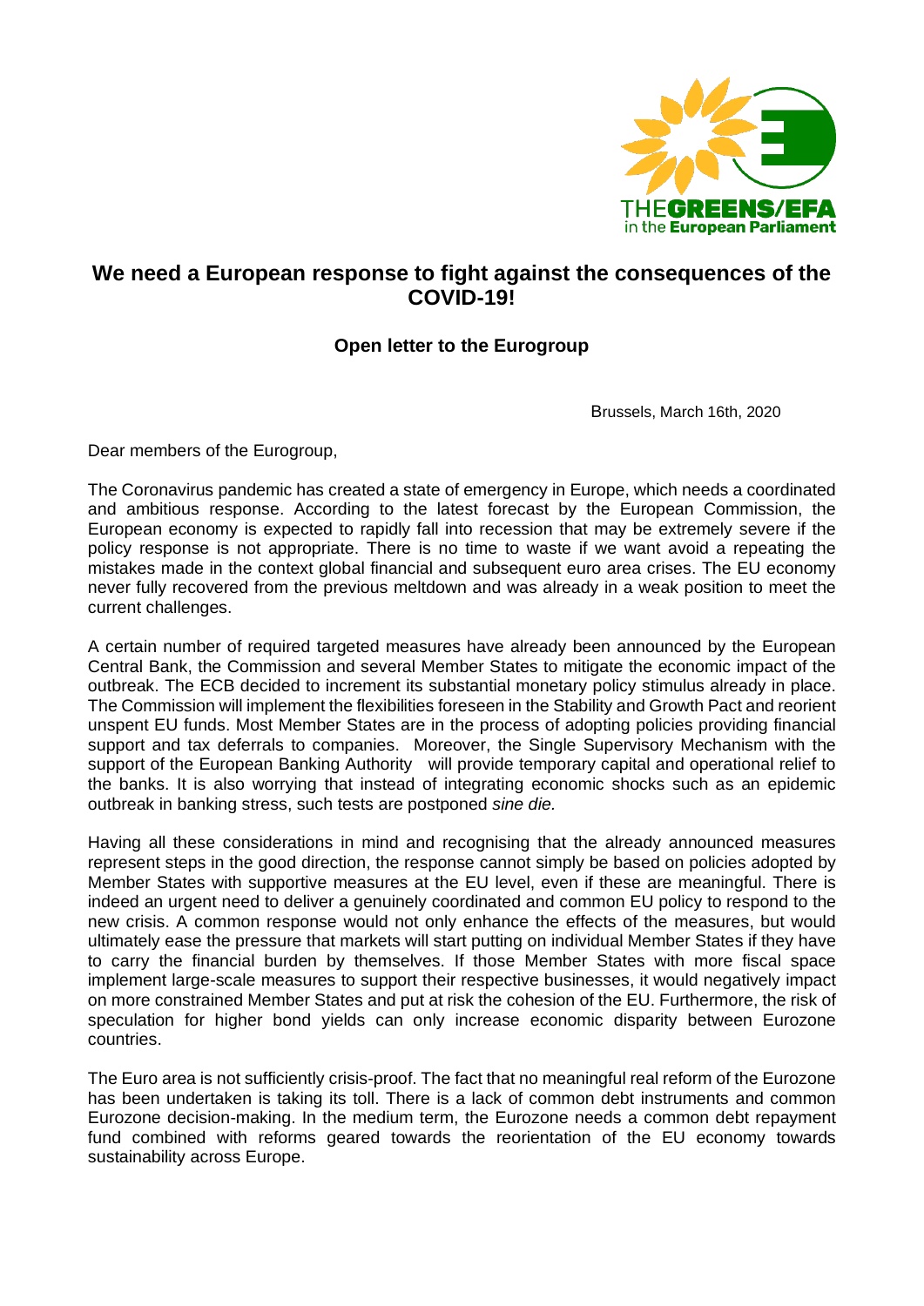# We need a European response to fight against the consequences of the COVID-19!

**Open letter to the Eurogroup**

Brussels, March 16th, 2020

Dear members of the Eurogroup,

The Coronavirus pandemic has created a state of emergency in Europe, which needs a coordinated and ambitious response. According to the latest forecast by the European Commission, the European economy is expected to rapidly fall into recession that may be extremely severe if the policy response is not appropriate. There is no time to waste if we want avoid a repeating the mistakes made in the context global financial and subsequent euro area crises. The EU economy never fully recovered from the previous meltdown and was already in a weak position to meet the current challenges.

A certain number of required targeted measures have already been announced by the European Central Bank, the Commission and several Member States to mitigate the economic impact of the outbreak. The ECB decided to increment its substantial monetary policy stimulus already in place. The Commission will implement the flexibilities foreseen in the Stability and Growth Pact and reorient unspent EU funds. Most Member States are in the process of adopting policies providing financial support and tax deferrals to companies. Moreover, the Single Supervisory Mechanism with the support of the European Banking Authority will provide temporary capital and operational relief to the banks. It is also worrying that instead of integrating economic shocks such as an epidemic outbreak in banking stress, such tests are postponed *sine die*.

Having all these considerations in mind and recognising that the already announced measures represent steps in the good direction, the response cannot simply be based on policies adopted by Member States with supportive measures at the EU level, even if these are meaningful. There is indeed an urgent need to deliver a genuinely coordinated and common EU policy to respond to the new crisis. A common response would not only enhance the effects of the measures, but would ultimately ease the pressure that markets will start putting on individual Member States if they have to carry the financial burden by themselves. If those Member States with more fiscal space implement large-scale measures to support their respective businesses, it would negatively impact on more constrained Member States and put at risk the cohesion of the EU. Furthermore, the risk of speculation for higher bond yields can only increase economic disparity between Eurozone countries.

The Euro area is not sufficiently crisis-proof. The fact that no meaningful real reform of the Eurozone has been undertaken is taking its toll. There is a lack of common debt instruments and common Eurozone decision-making. In the medium term, the Eurozone needs a common debt repayment fund combined with reforms geared towards the reorientation of the EU economy towards sustainability across Europe.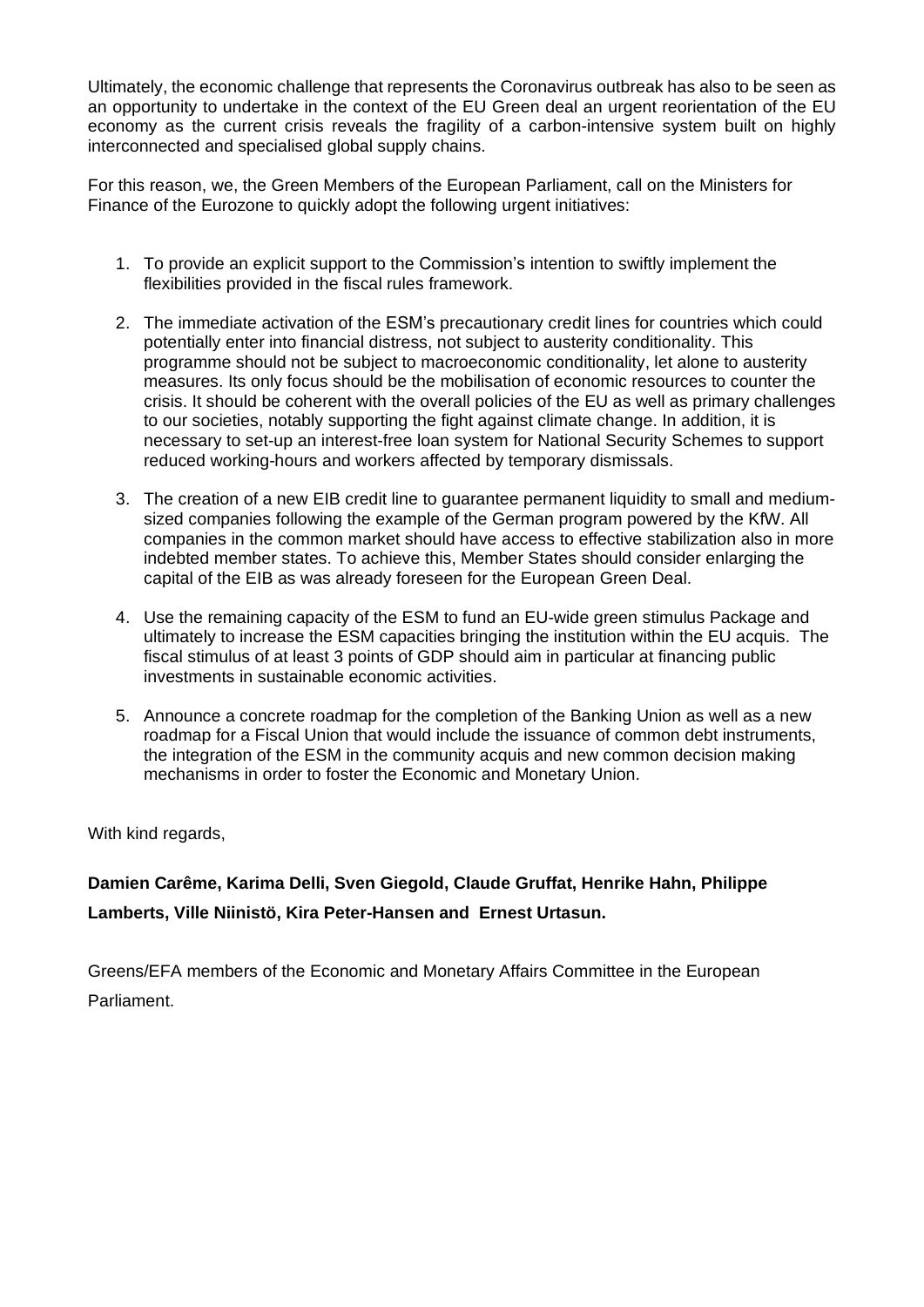Ultimately, the economic challenge that represents the Coronavirus outbreak has also to be seen as an opportunity to undertake in the context of the EU Green deal an urgent reorientation of the EU economy as the current crisis reveals the fragility of a carbon-intensive system built on highly interconnected and specialised global supply chains.

For this reason, we, the Green Members of the European Parliament, call on the Ministers for Finance of the Eurozone to quickly adopt the following urgent initiatives:

1. To provide an explicit support to the Commission's intention to swiftly implement the flexibilities provided in the fiscal rules framework.

2. The immediate activation of the ESM's precautionary credit lines for countries which could potentially enter into financial distress, not subject to austerity conditionality. This programme should not be subject to macroeconomic conditionality, let alone to austerity measures. Its only focus should be the mobilisation of economic resources to counter the crisis. It should be coherent with the overall policies of the EU as well as primary challenges to our societies, notably supporting the fight against climate change. In addition, it is necessary to set-up an interest-free loan system for National Security Schemes to support reduced working-hours and workers affected by temporary dismissals.

3. The creation of a new EIB credit line to guarantee permanent liquidity to small and medium-sized companies following the example of the German program powered by the KfW. All companies in the common market should have access to effective stabilization also in more indebted member states. To achieve this, Member States should consider enlarging the capital of the EIB as was already foreseen for the European Green Deal.

4. Use the remaining capacity of the ESM to fund an EU-wide green stimulus Package and ultimately to increase the ESM capacities bringing the institution within the EU acquis. The fiscal stimulus of at least 3 points of GDP should aim in particular at financing public investments in sustainable economic activities.

5. Announce a concrete roadmap for the completion of the Banking Union as well as a new roadmap for a Fiscal Union that would include the issuance of common debt instruments, the integration of the ESM in the community acquis and new common decision making mechanisms in order to foster the Economic and Monetary Union.

With kind regards,

**Damien Carême, Karima Delli, Sven Giegold, Claude Gruffat, Henrike Hahn, Philippe Lamberts, Ville Niinistö, Kira Peter-Hansen and Ernest Urtasun.**

Greens/EFA members of the Economic and Monetary Affairs Committee in the European Parliament.